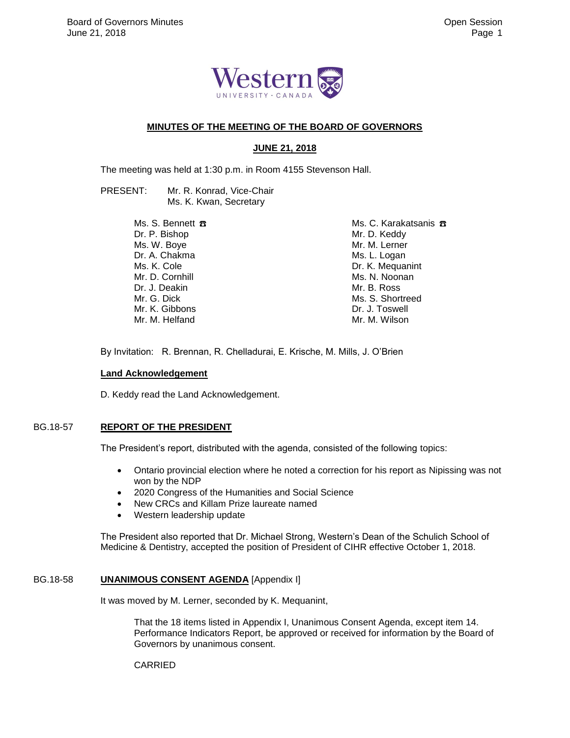# MINUTES OF THE MEETING OF THE BOARD OF GOVERNORS

## JUNE 21, 2018

The meeting was held at 1:30 p.m. in Room 4155 Stevenson Hall.

PRESENT: Mr. R. Konrad, Vice-Chair
Ms. K. Kwan, Secretary

Ms. S. Bennett ☎
Dr. P. Bishop
Ms. W. Boye
Dr. A. Chakma
Ms. K. Cole
Mr. D. Cornhill
Dr. J. Deakin
Mr. G. Dick
Mr. K. Gibbons
Mr. M. Helfand
Ms. C. Karakatsanis ☎
Mr. D. Keddy
Mr. M. Lerner
Ms. L. Logan
Dr. K. Mequanint
Ms. N. Noonan
Mr. B. Ross
Ms. S. Shortreed
Dr. J. Toswell
Mr. M. Wilson

By Invitation: R. Brennan, R. Chelladurai, E. Krische, M. Mills, J. O'Brien

**Land Acknowledgement**

D. Keddy read the Land Acknowledgement.

## BG.18-57 REPORT OF THE PRESIDENT

The President's report, distributed with the agenda, consisted of the following topics:

- Ontario provincial election where he noted a correction for his report as Nipissing was not won by the NDP
- 2020 Congress of the Humanities and Social Science
- New CRCs and Killam Prize laureate named
- Western leadership update

The President also reported that Dr. Michael Strong, Western's Dean of the Schulich School of Medicine & Dentistry, accepted the position of President of CIHR effective October 1, 2018.

## BG.18-58 UNANIMOUS CONSENT AGENDA [Appendix I]

It was moved by M. Lerner, seconded by K. Mequanint,

> That the 18 items listed in Appendix I, Unanimous Consent Agenda, except item 14. Performance Indicators Report, be approved or received for information by the Board of Governors by unanimous consent.
>
> CARRIED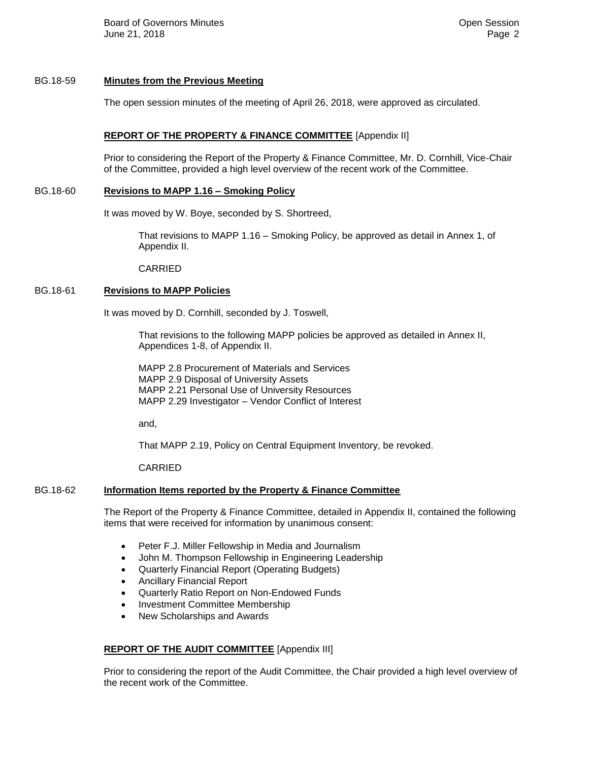BG.18-59 **Minutes from the Previous Meeting**

The open session minutes of the meeting of April 26, 2018, were approved as circulated.

**REPORT OF THE PROPERTY & FINANCE COMMITTEE** [Appendix II]

Prior to considering the Report of the Property & Finance Committee, Mr. D. Cornhill, Vice-Chair of the Committee, provided a high level overview of the recent work of the Committee.

BG.18-60 **Revisions to MAPP 1.16 – Smoking Policy**

It was moved by W. Boye, seconded by S. Shortreed,

> That revisions to MAPP 1.16 – Smoking Policy, be approved as detail in Annex 1, of Appendix II.
>
> CARRIED

BG.18-61 **Revisions to MAPP Policies**

It was moved by D. Cornhill, seconded by J. Toswell,

> That revisions to the following MAPP policies be approved as detailed in Annex II, Appendices 1-8, of Appendix II.
>
> MAPP 2.8 Procurement of Materials and Services
> MAPP 2.9 Disposal of University Assets
> MAPP 2.21 Personal Use of University Resources
> MAPP 2.29 Investigator – Vendor Conflict of Interest
>
> and,
>
> That MAPP 2.19, Policy on Central Equipment Inventory, be revoked.
>
> CARRIED

BG.18-62 **Information Items reported by the Property & Finance Committee**

The Report of the Property & Finance Committee, detailed in Appendix II, contained the following items that were received for information by unanimous consent:

- Peter F.J. Miller Fellowship in Media and Journalism
- John M. Thompson Fellowship in Engineering Leadership
- Quarterly Financial Report (Operating Budgets)
- Ancillary Financial Report
- Quarterly Ratio Report on Non-Endowed Funds
- Investment Committee Membership
- New Scholarships and Awards

**REPORT OF THE AUDIT COMMITTEE** [Appendix III]

Prior to considering the report of the Audit Committee, the Chair provided a high level overview of the recent work of the Committee.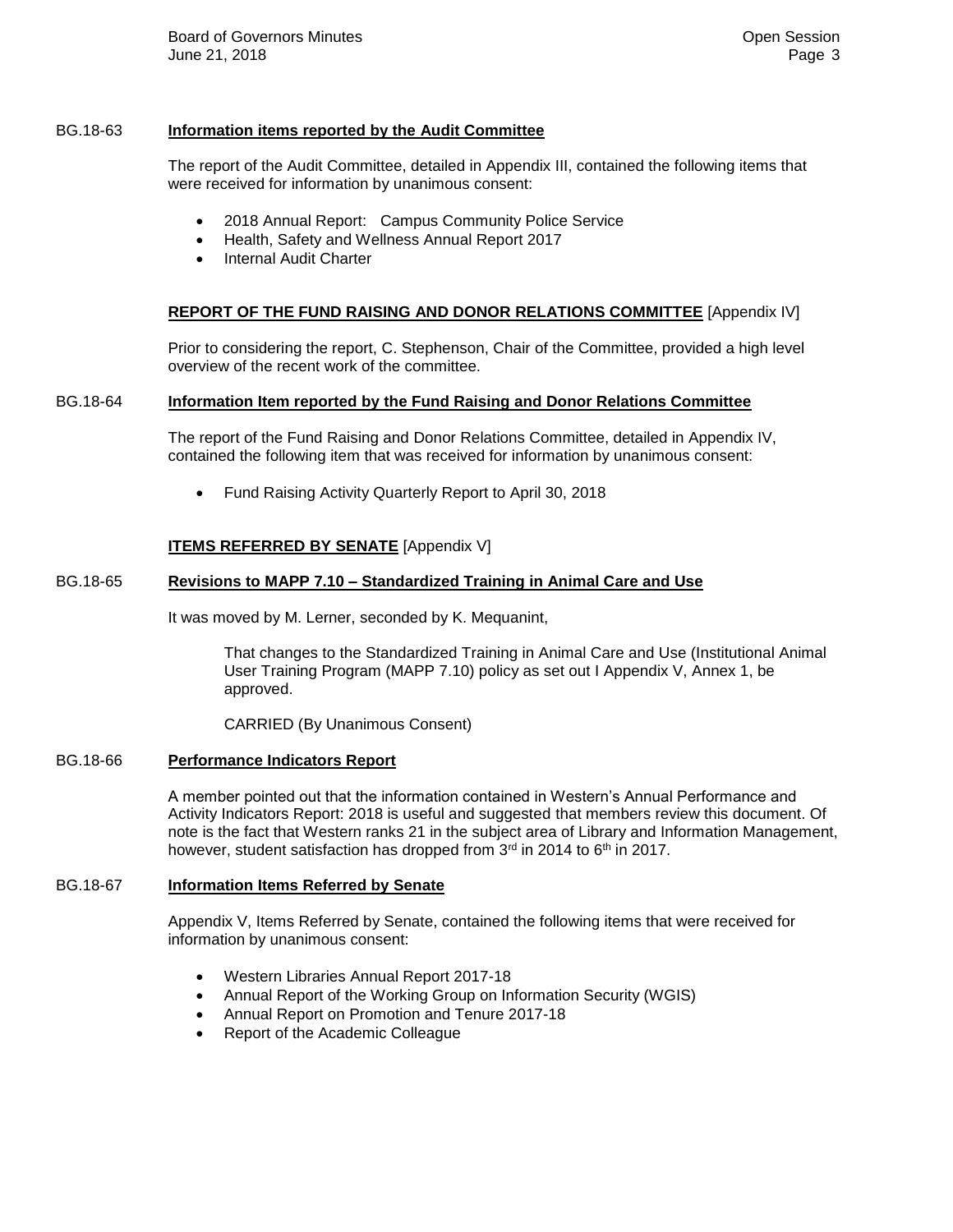**BG.18-63 Information items reported by the Audit Committee**

The report of the Audit Committee, detailed in Appendix III, contained the following items that were received for information by unanimous consent:

- 2018 Annual Report: Campus Community Police Service
- Health, Safety and Wellness Annual Report 2017
- Internal Audit Charter

## REPORT OF THE FUND RAISING AND DONOR RELATIONS COMMITTEE [Appendix IV]

Prior to considering the report, C. Stephenson, Chair of the Committee, provided a high level overview of the recent work of the committee.

**BG.18-64 Information Item reported by the Fund Raising and Donor Relations Committee**

The report of the Fund Raising and Donor Relations Committee, detailed in Appendix IV, contained the following item that was received for information by unanimous consent:

- Fund Raising Activity Quarterly Report to April 30, 2018

## ITEMS REFERRED BY SENATE [Appendix V]

**BG.18-65 Revisions to MAPP 7.10 – Standardized Training in Animal Care and Use**

It was moved by M. Lerner, seconded by K. Mequanint,

> That changes to the Standardized Training in Animal Care and Use (Institutional Animal User Training Program (MAPP 7.10) policy as set out I Appendix V, Annex 1, be approved.
>
> CARRIED (By Unanimous Consent)

**BG.18-66 Performance Indicators Report**

A member pointed out that the information contained in Western's Annual Performance and Activity Indicators Report: 2018 is useful and suggested that members review this document. Of note is the fact that Western ranks 21 in the subject area of Library and Information Management, however, student satisfaction has dropped from 3rd in 2014 to 6th in 2017.

**BG.18-67 Information Items Referred by Senate**

Appendix V, Items Referred by Senate, contained the following items that were received for information by unanimous consent:

- Western Libraries Annual Report 2017-18
- Annual Report of the Working Group on Information Security (WGIS)
- Annual Report on Promotion and Tenure 2017-18
- Report of the Academic Colleague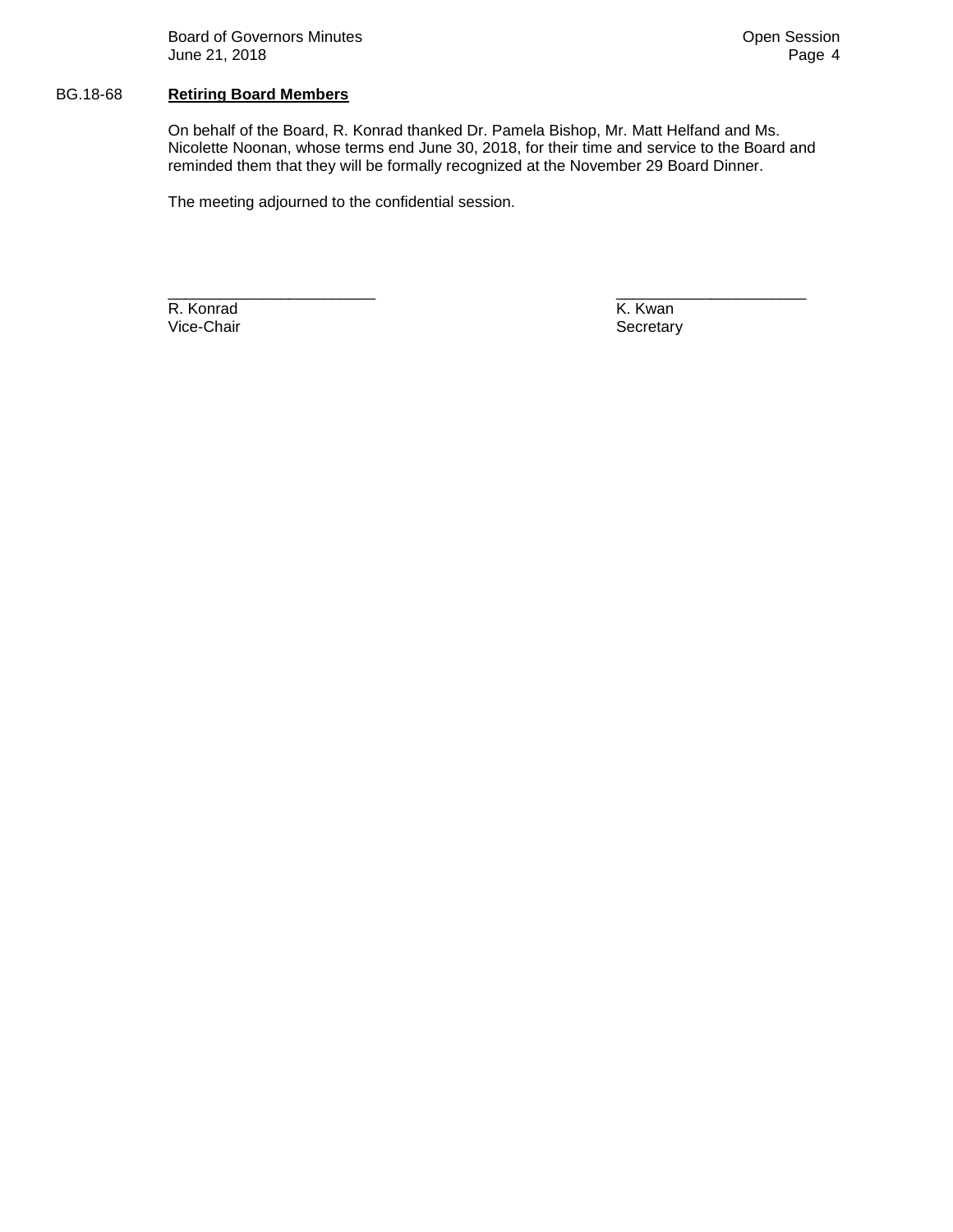BG.18-68 **Retiring Board Members**

On behalf of the Board, R. Konrad thanked Dr. Pamela Bishop, Mr. Matt Helfand and Ms. Nicolette Noonan, whose terms end June 30, 2018, for their time and service to the Board and reminded them that they will be formally recognized at the November 29 Board Dinner.

The meeting adjourned to the confidential session.

________________________
R. Konrad
Vice-Chair

______________________
K. Kwan
Secretary